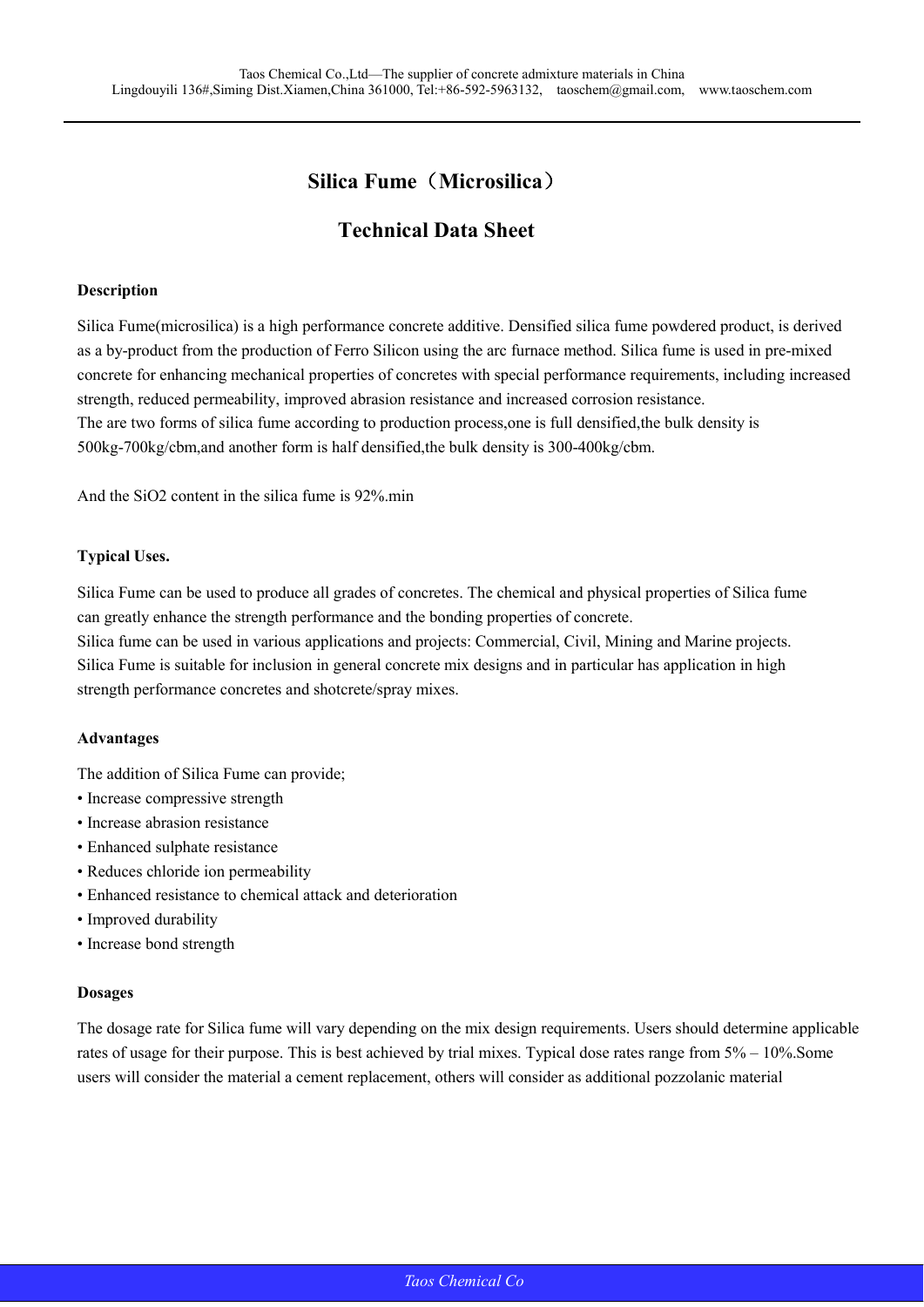# Silica Fume（Microsilica）

## Technical Data Sheet

### Description

Silica Fume(microsilica) is a high performance concrete additive. Densified silica fume powdered product, is derived as a by-product from the production of Ferro Silicon using the arc furnace method. Silica fume is used in pre-mixed concrete for enhancing mechanical properties of concretes with special performance requirements, including increased strength, reduced permeability, improved abrasion resistance and increased corrosion resistance.
The are two forms of silica fume according to production process,one is full densified,the bulk density is 500kg-700kg/cbm,and another form is half densified,the bulk density is 300-400kg/cbm.

And the $SiO_2$ content in the silica fume is 92%.min

### Typical Uses.

Silica Fume can be used to produce all grades of concretes. The chemical and physical properties of Silica fume can greatly enhance the strength performance and the bonding properties of concrete.
Silica fume can be used in various applications and projects: Commercial, Civil, Mining and Marine projects.
Silica Fume is suitable for inclusion in general concrete mix designs and in particular has application in high strength performance concretes and shotcrete/spray mixes.

### Advantages

The addition of Silica Fume can provide;

- Increase compressive strength
- Increase abrasion resistance
- Enhanced sulphate resistance
- Reduces chloride ion permeability
- Enhanced resistance to chemical attack and deterioration
- Improved durability
- Increase bond strength

### Dosages

The dosage rate for Silica fume will vary depending on the mix design requirements. Users should determine applicable rates of usage for their purpose. This is best achieved by trial mixes. Typical dose rates range from 5% – 10%.Some users will consider the material a cement replacement, others will consider as additional pozzolanic material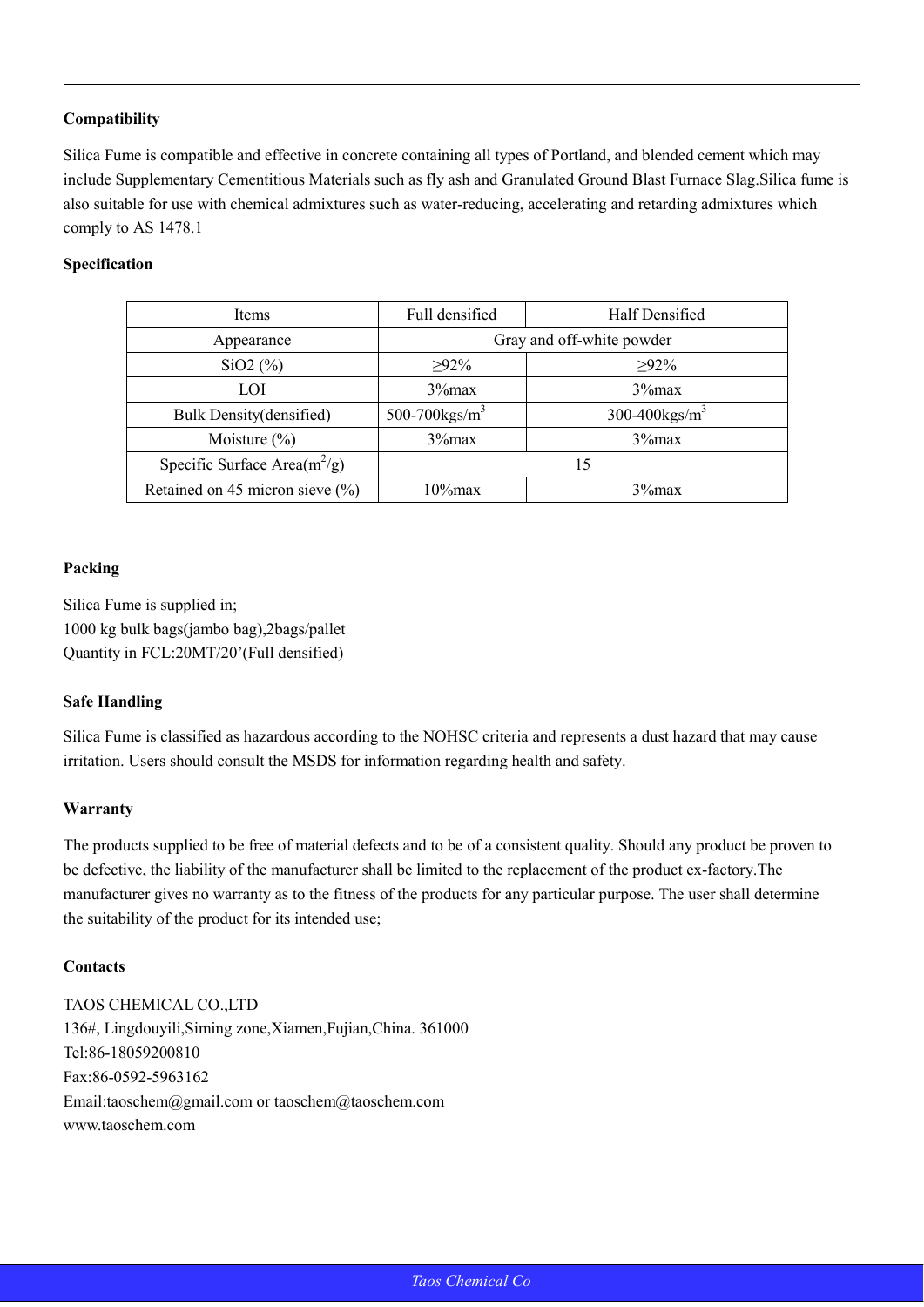**Compatibility**

Silica Fume is compatible and effective in concrete containing all types of Portland, and blended cement which may include Supplementary Cementitious Materials such as fly ash and Granulated Ground Blast Furnace Slag.Silica fume is also suitable for use with chemical admixtures such as water-reducing, accelerating and retarding admixtures which comply to AS 1478.1

**Specification**

| Items | Full densified | Half Densified |
| --- | --- | --- |
| Appearance | Gray and off-white powder | |
| $SiO_2$ (%) | ≥92% | ≥92% |
| LOI | 3%max | 3%max |
| Bulk Density(densified) | 500-700kgs/$m^3$ | 300-400kgs/$m^3$ |
| Moisture (%) | 3%max | 3%max |
| Specific Surface Area($m^2$/g) | 15 | |
| Retained on 45 micron sieve (%) | 10%max | 3%max |

**Packing**

Silica Fume is supplied in;
1000 kg bulk bags(jambo bag),2bags/pallet
Quantity in FCL:20MT/20'(Full densified)

**Safe Handling**

Silica Fume is classified as hazardous according to the NOHSC criteria and represents a dust hazard that may cause irritation. Users should consult the MSDS for information regarding health and safety.

**Warranty**

The products supplied to be free of material defects and to be of a consistent quality. Should any product be proven to be defective, the liability of the manufacturer shall be limited to the replacement of the product ex-factory.The manufacturer gives no warranty as to the fitness of the products for any particular purpose. The user shall determine the suitability of the product for its intended use;

**Contacts**

TAOS CHEMICAL CO.,LTD
136#, Lingdouyili,Siming zone,Xiamen,Fujian,China. 361000
Tel:86-18059200810
Fax:86-0592-5963162
Email:taoschem@gmail.com or taoschem@taoschem.com
www.taoschem.com